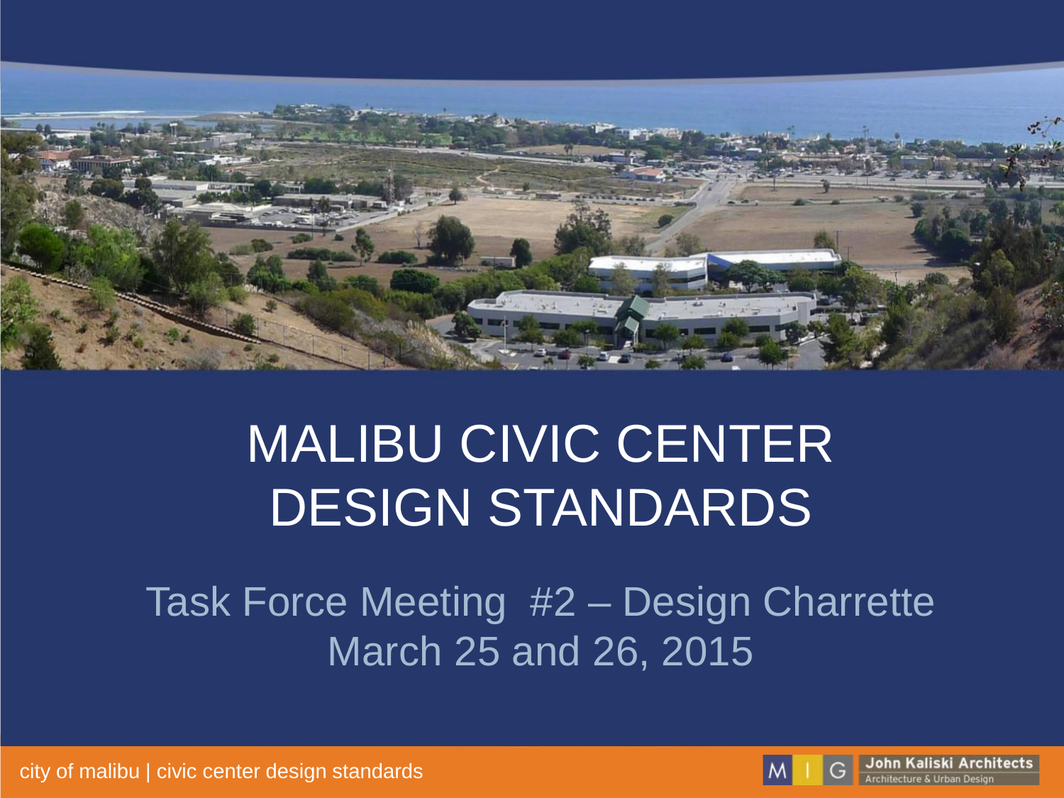# MALIBU CIVIC CENTER DESIGN STANDARDS

## Task Force Meeting #2 – Design Charrette

March 25 and 26, 2015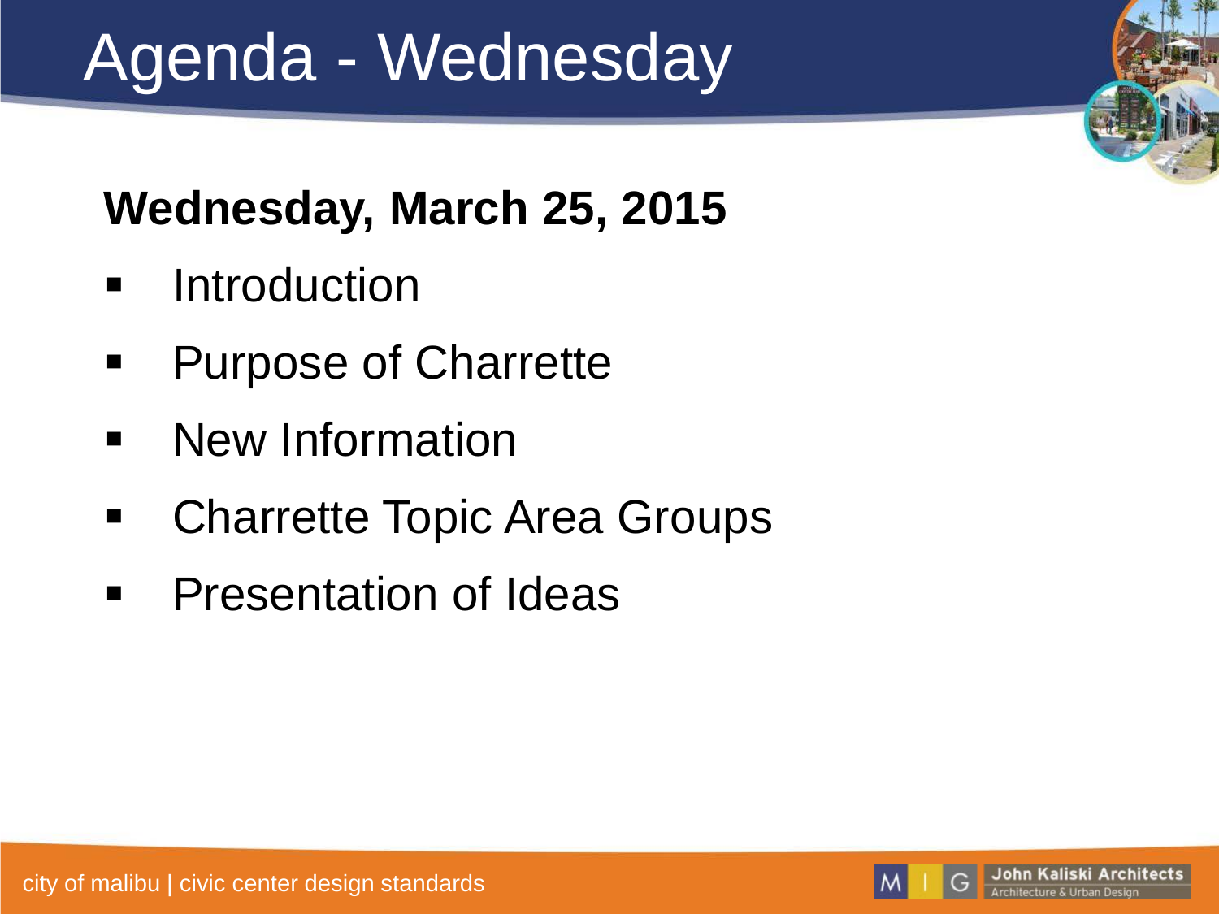# Agenda - Wednesday

**Wednesday, March 25, 2015**

- Introduction
- Purpose of Charrette
- New Information
- Charrette Topic Area Groups
- Presentation of Ideas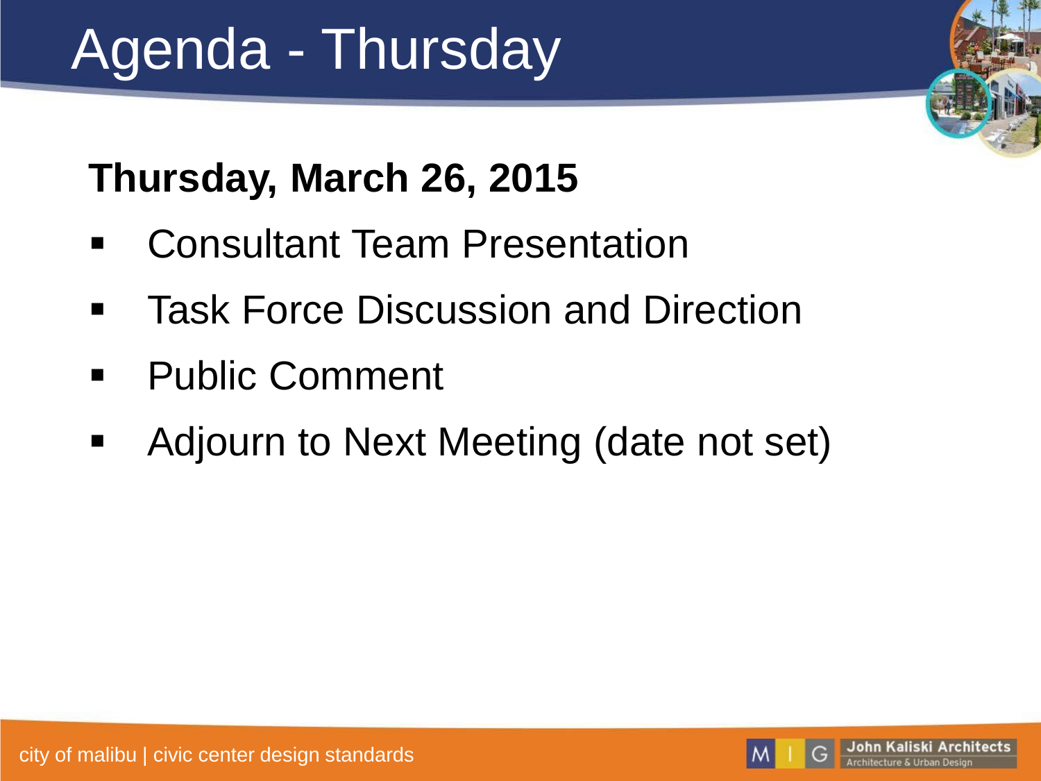# Agenda - Thursday

**Thursday, March 26, 2015**

- Consultant Team Presentation
- Task Force Discussion and Direction
- Public Comment
- Adjourn to Next Meeting (date not set)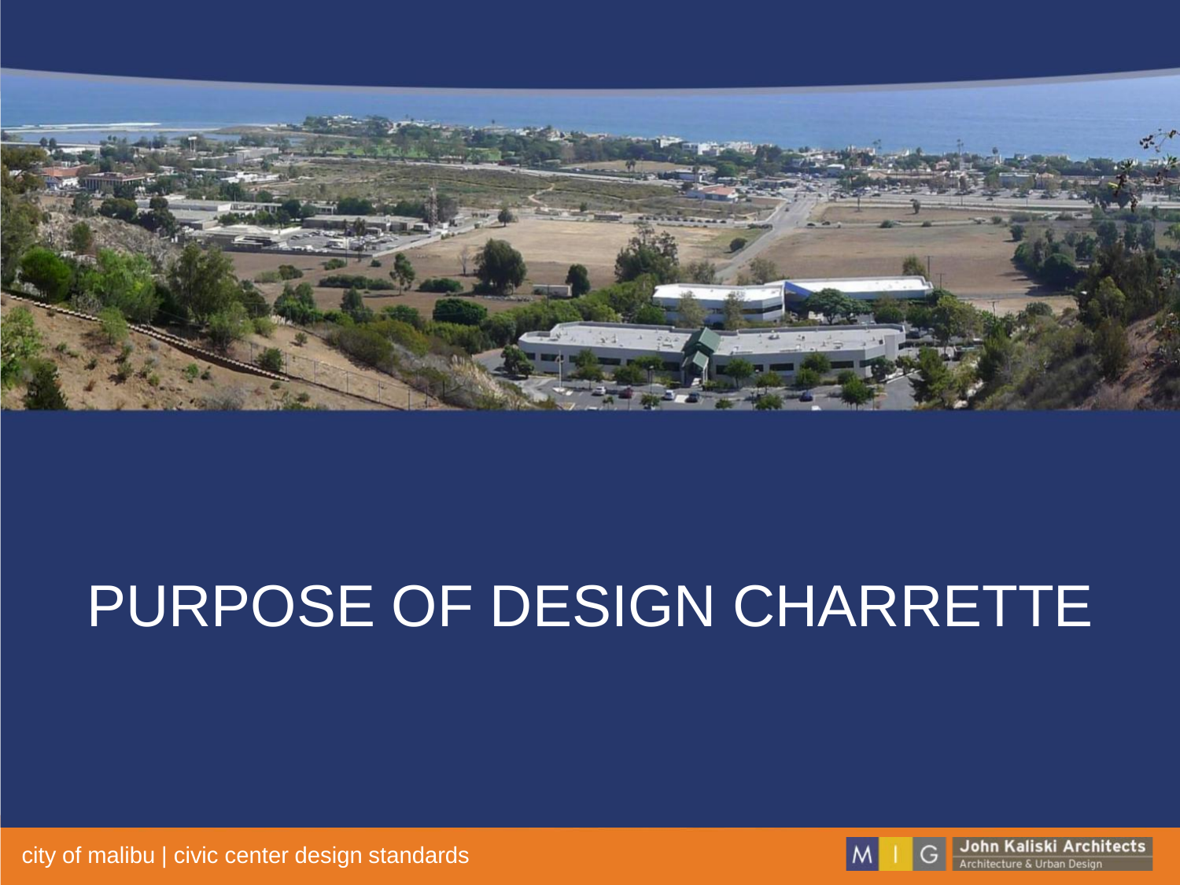# PURPOSE OF DESIGN CHARRETTE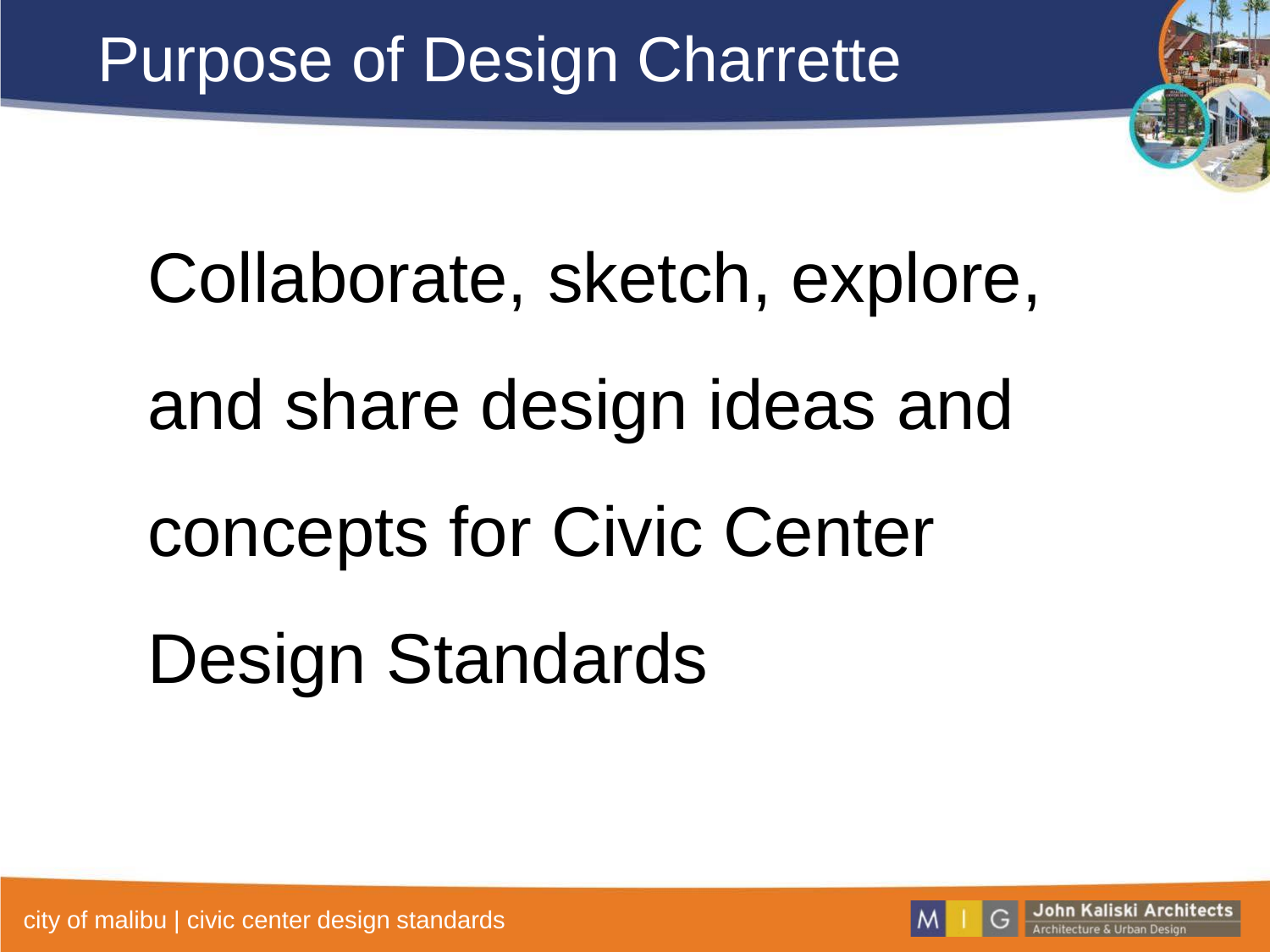# Purpose of Design Charrette

Collaborate, sketch, explore, and share design ideas and concepts for Civic Center Design Standards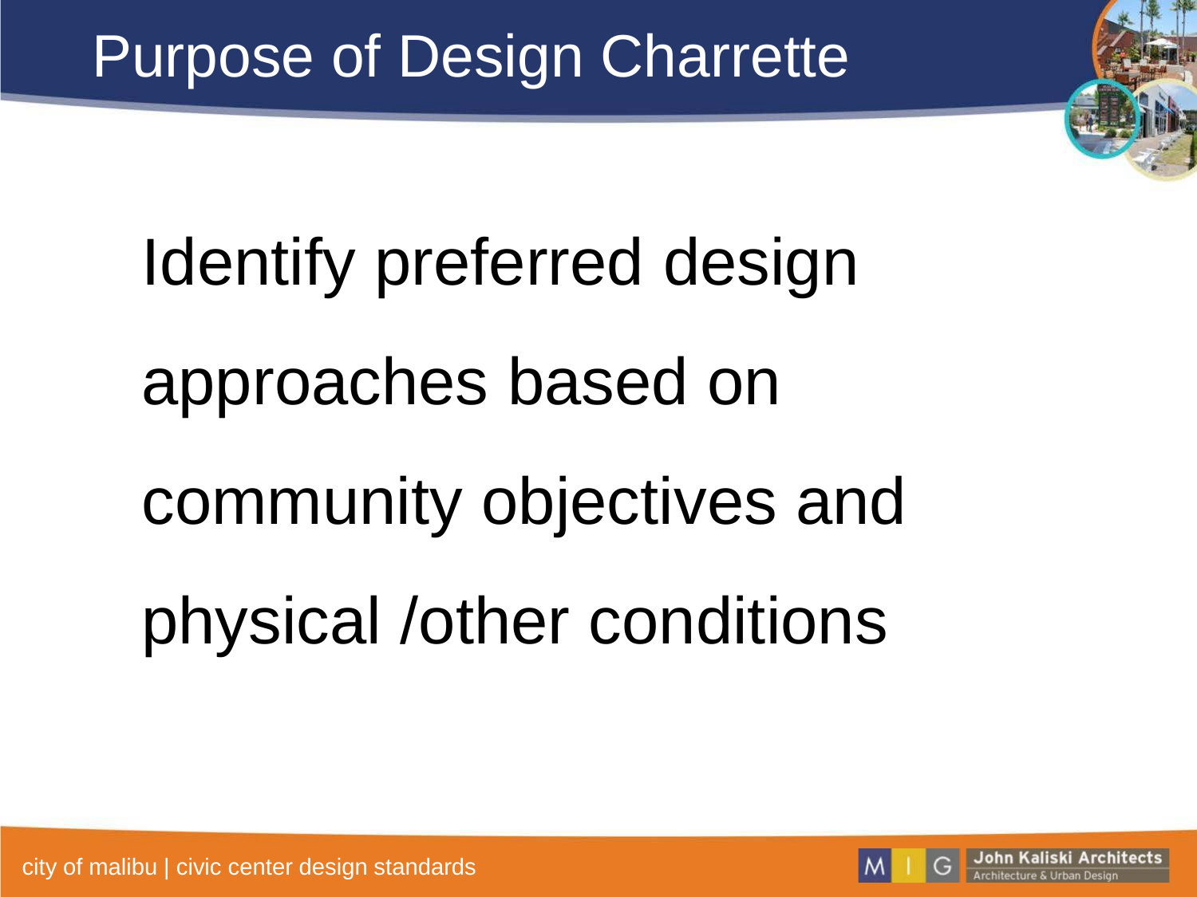# Purpose of Design Charrette

Identify preferred design approaches based on community objectives and physical /other conditions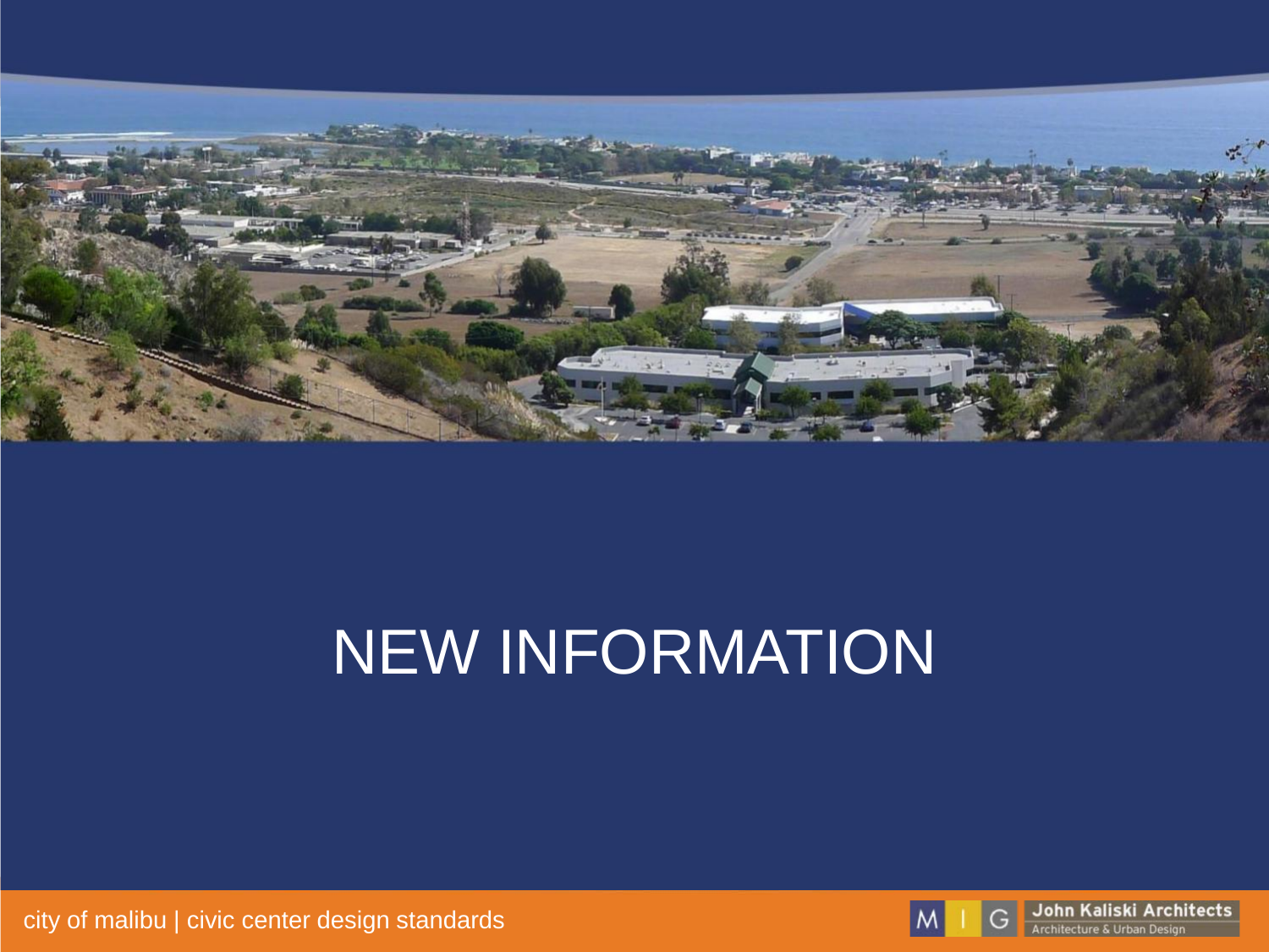# NEW INFORMATION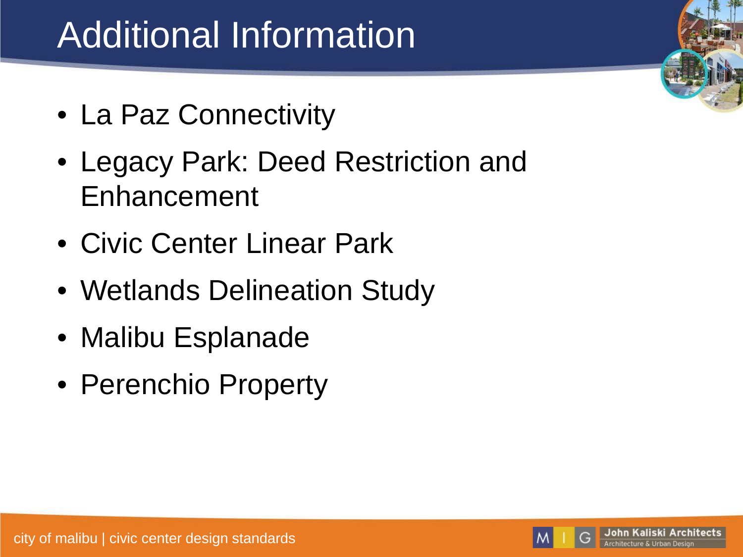# Additional Information

- La Paz Connectivity
- Legacy Park: Deed Restriction and Enhancement
- Civic Center Linear Park
- Wetlands Delineation Study
- Malibu Esplanade
- Perenchio Property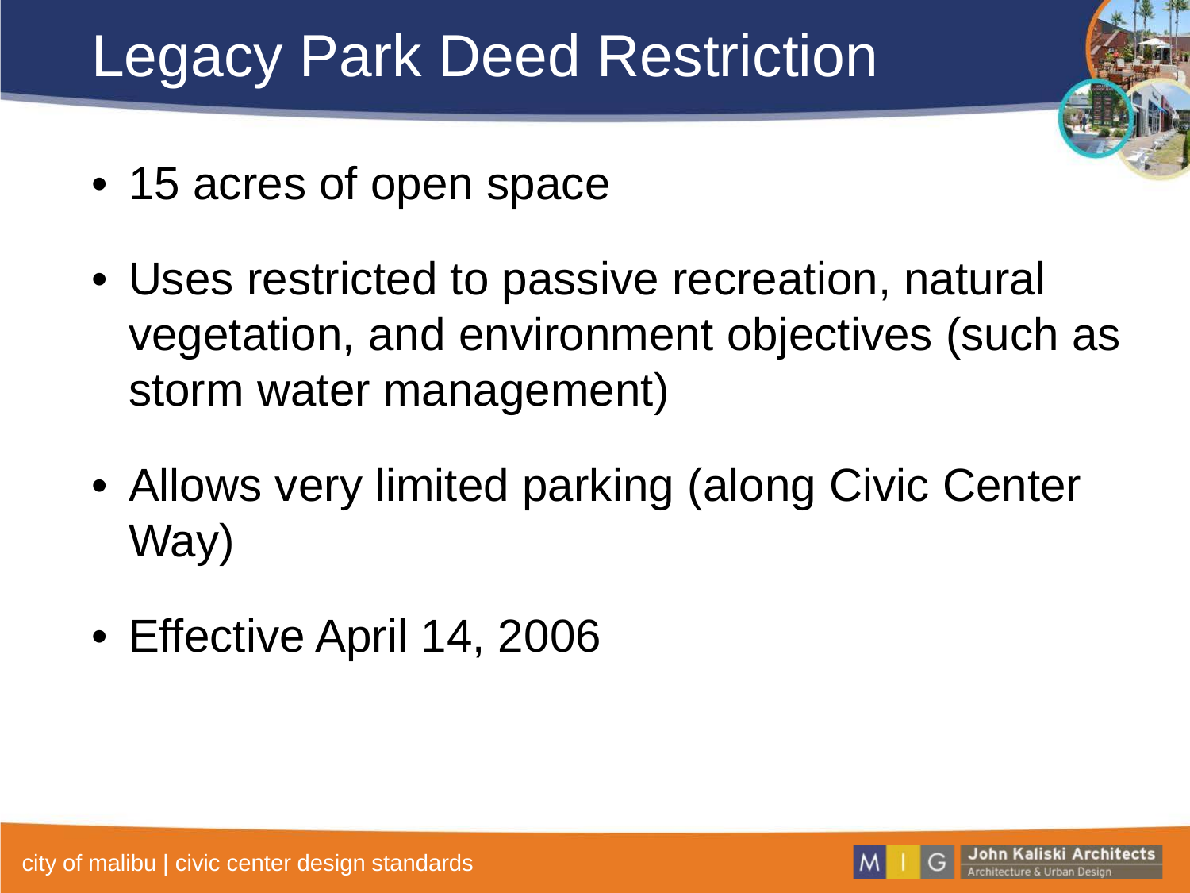# Legacy Park Deed Restriction

- 15 acres of open space
- Uses restricted to passive recreation, natural vegetation, and environment objectives (such as storm water management)
- Allows very limited parking (along Civic Center Way)
- Effective April 14, 2006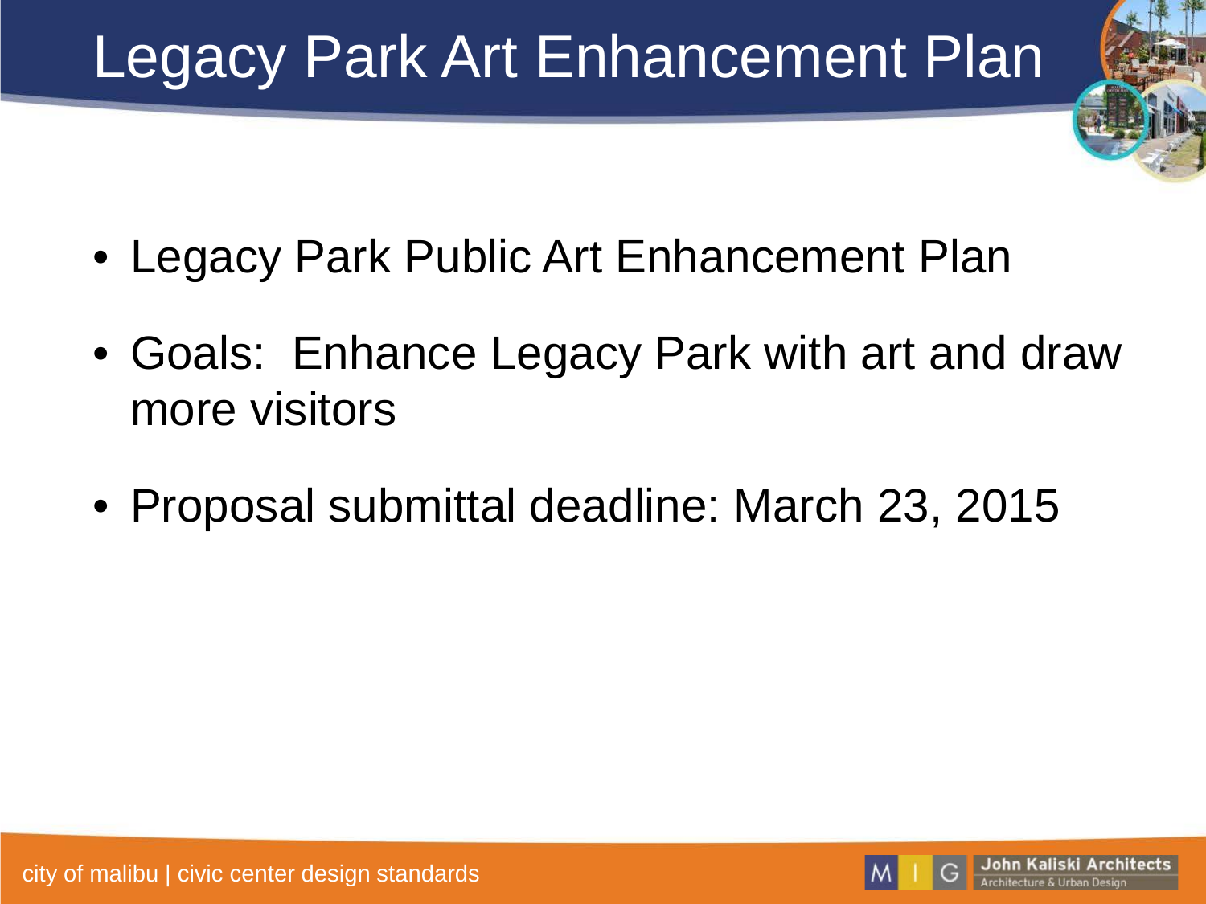# Legacy Park Art Enhancement Plan

- Legacy Park Public Art Enhancement Plan
- Goals: Enhance Legacy Park with art and draw more visitors
- Proposal submittal deadline: March 23, 2015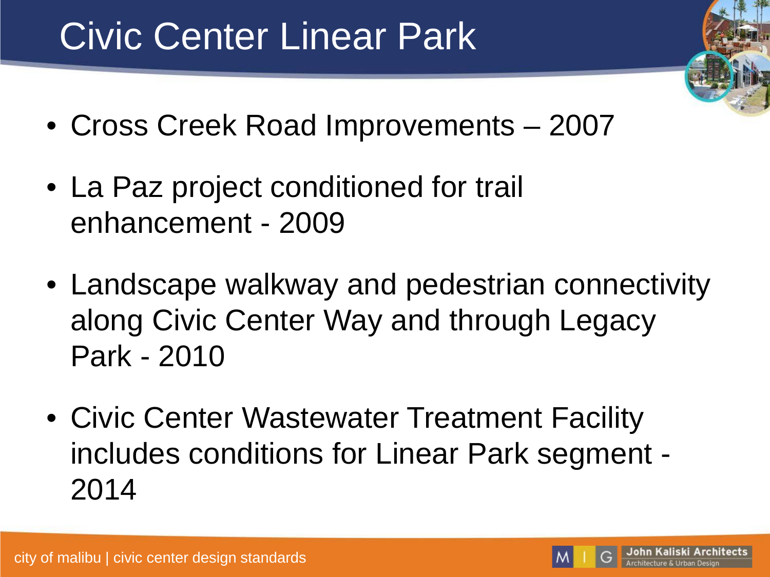# Civic Center Linear Park

- Cross Creek Road Improvements – 2007
- La Paz project conditioned for trail enhancement - 2009
- Landscape walkway and pedestrian connectivity along Civic Center Way and through Legacy Park - 2010
- Civic Center Wastewater Treatment Facility includes conditions for Linear Park segment - 2014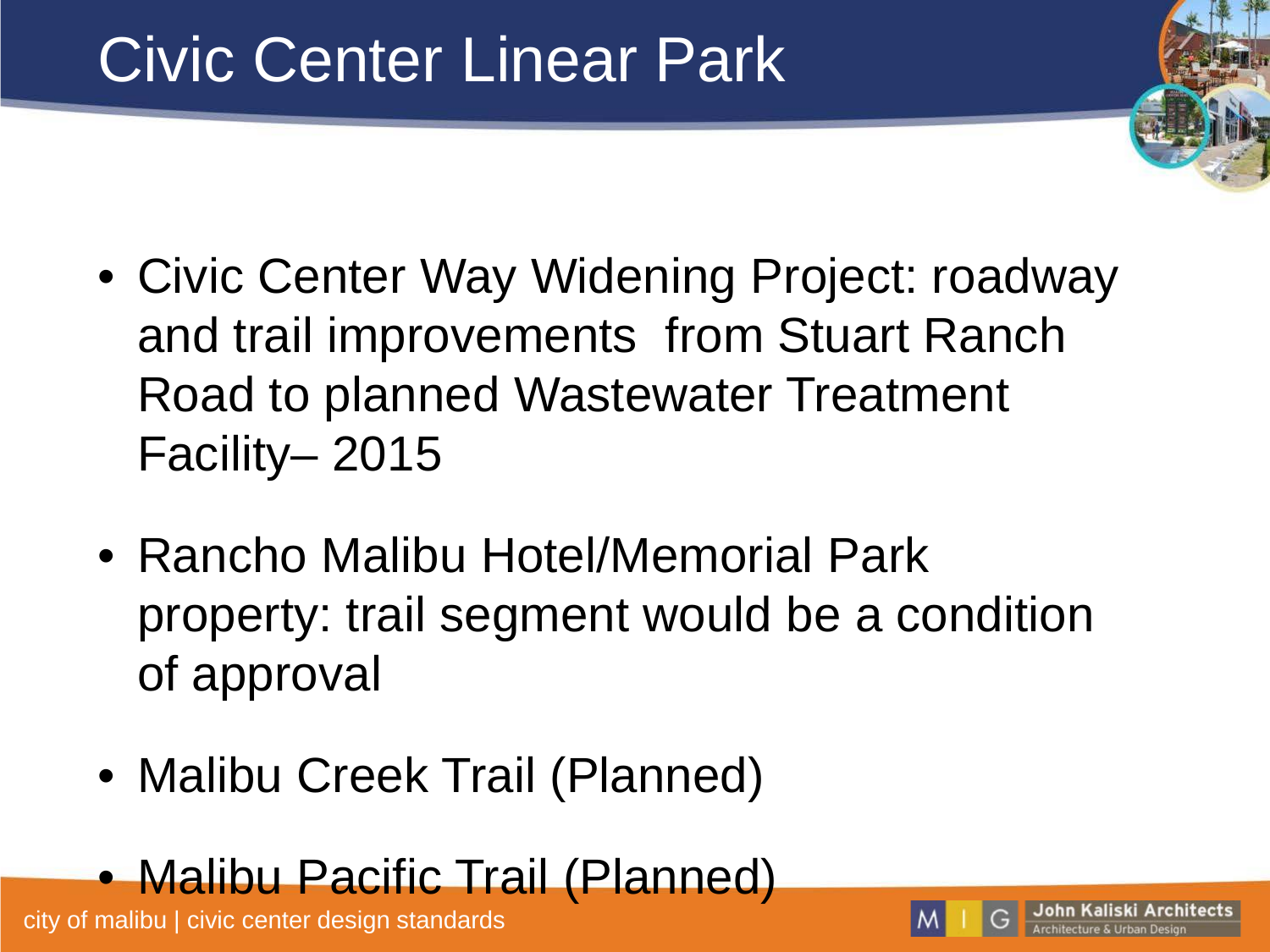# Civic Center Linear Park

- Civic Center Way Widening Project: roadway and trail improvements from Stuart Ranch Road to planned Wastewater Treatment Facility– 2015
- Rancho Malibu Hotel/Memorial Park property: trail segment would be a condition of approval
- Malibu Creek Trail (Planned)
- Malibu Pacific Trail (Planned)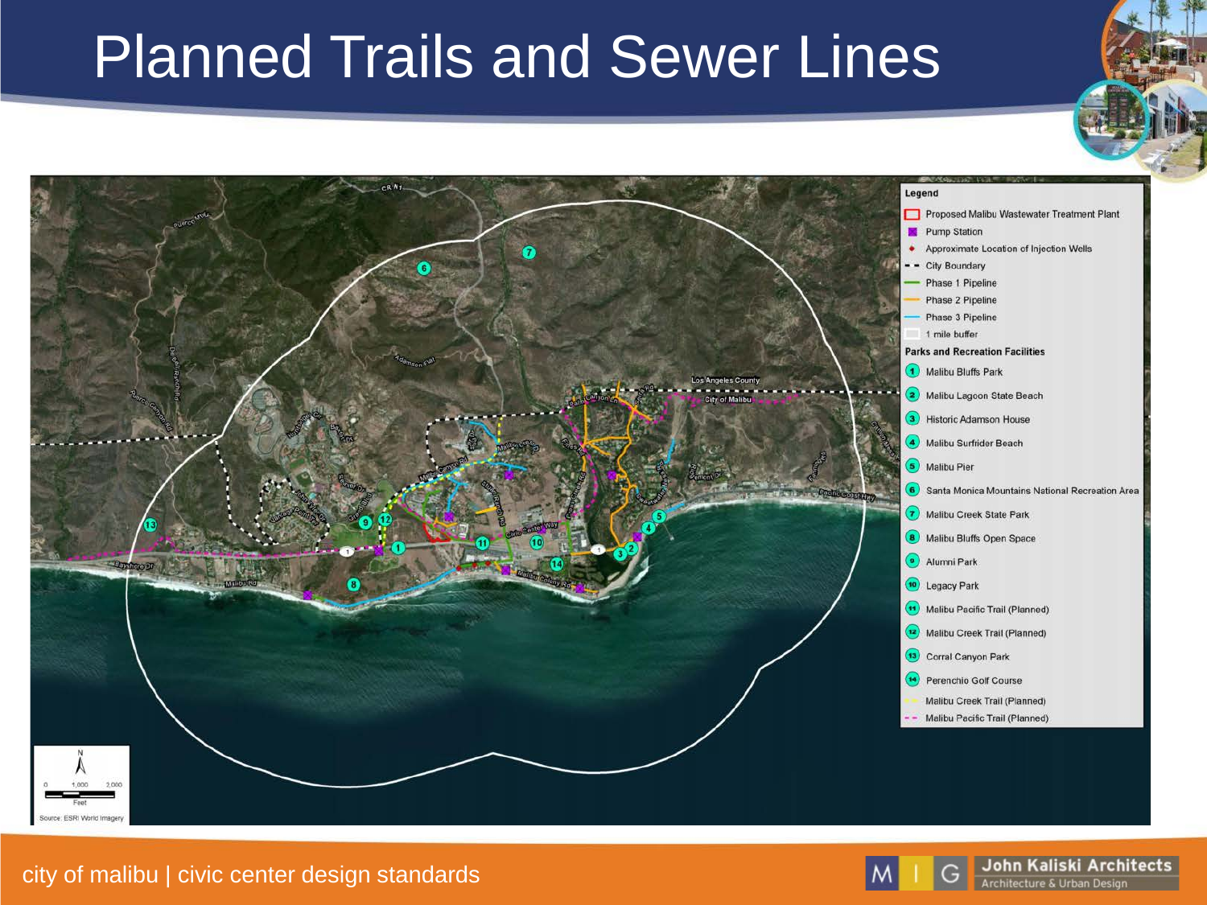# Planned Trails and Sewer Lines

**Legend**

- Proposed Malibu Wastewater Treatment Plant
- Pump Station
- Approximate Location of Injection Wells
- City Boundary
- Phase 1 Pipeline
- Phase 2 Pipeline
- Phase 3 Pipeline
- 1 mile buffer

**Parks and Recreation Facilities**

1. Malibu Bluffs Park
2. Malibu Lagoon State Beach
3. Historic Adamson House
4. Malibu Surfrider Beach
5. Malibu Pier
6. Santa Monica Mountains National Recreation Area
7. Malibu Creek State Park
8. Malibu Bluffs Open Space
9. Alumni Park
10. Legacy Park
11. Malibu Pacific Trail (Planned)
12. Malibu Creek Trail (Planned)
13. Corral Canyon Park
14. Perenchio Golf Course

- Malibu Creek Trail (Planned)
- Malibu Pacific Trail (Planned)

Source: ESRI World Imagery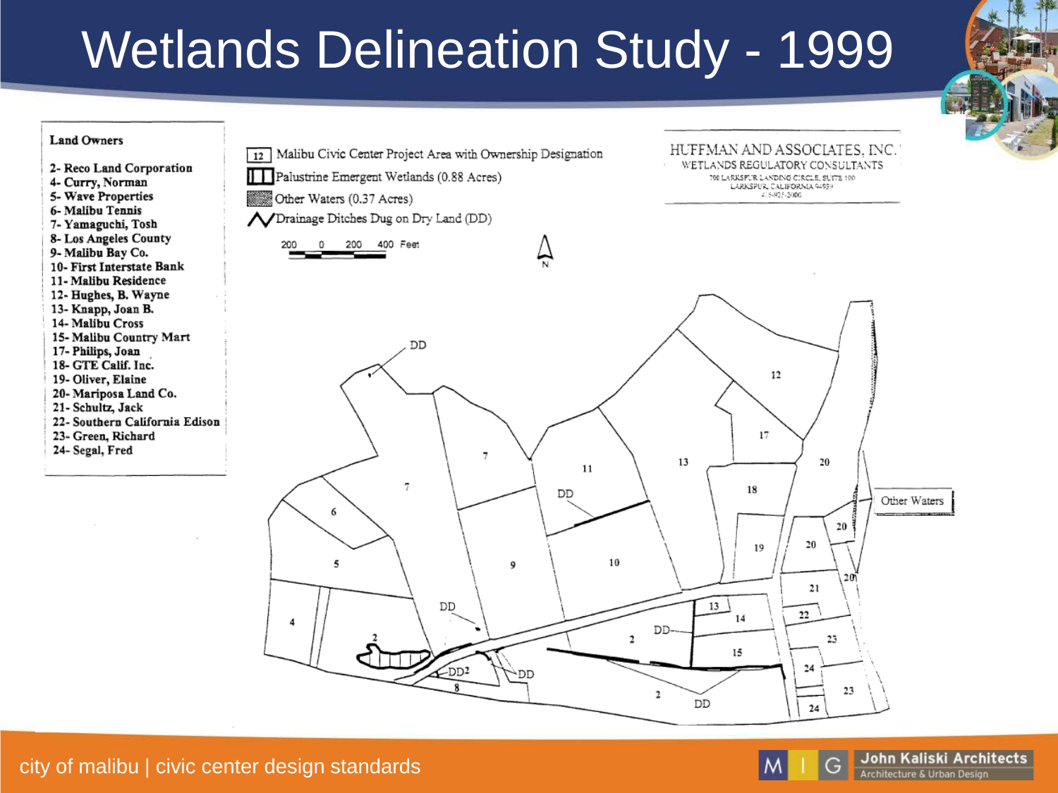# Wetlands Delineation Study - 1999

**Land Owners**

- 2- Reco Land Corporation
- 4- Curry, Norman
- 5- Wave Properties
- 6- Malibu Tennis
- 7- Yamaguchi, Tosh
- 8- Los Angeles County
- 9- Malibu Bay Co.
- 10- First Interstate Bank
- 11- Malibu Residence
- 12- Hughes, B. Wayne
- 13- Knapp, Joan B.
- 14- Malibu Cross
- 15- Malibu Country Mart
- 17- Philips, Joan
- 18- GTE Calif. Inc.
- 19- Oliver, Elaine
- 20- Mariposa Land Co.
- 21- Schultz, Jack
- 22- Southern California Edison
- 23- Green, Richard
- 24- Segal, Fred

12 Malibu Civic Center Project Area with Ownership Designation

Palustrine Emergent Wetlands (0.88 Acres)

Other Waters (0.37 Acres)

Drainage Ditches Dug on Dry Land (DD)

200 0 200 400 Feet

N

HUFFMAN AND ASSOCIATES, INC.
WETLANDS REGULATORY CONSULTANTS
700 LARKSPUR LANDING CIRCLE, SUITE 100
LARKSPUR, CALIFORNIA 94939

Other Waters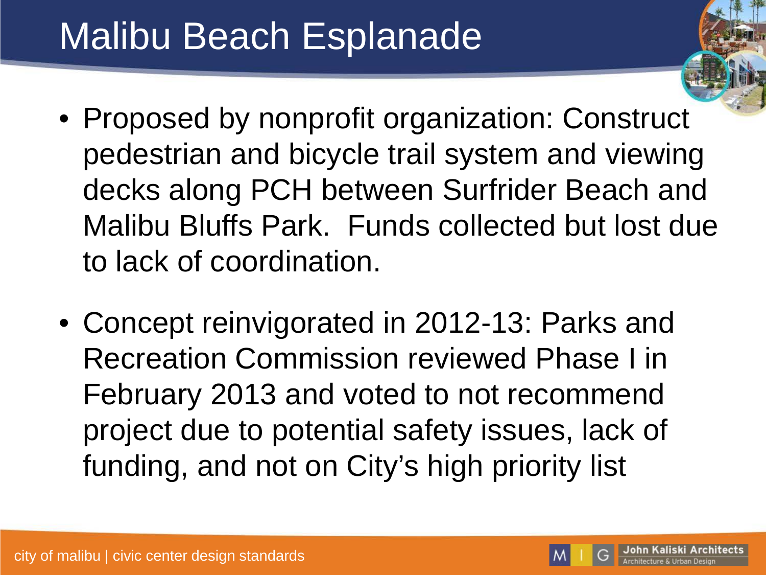# Malibu Beach Esplanade

- Proposed by nonprofit organization: Construct pedestrian and bicycle trail system and viewing decks along PCH between Surfrider Beach and Malibu Bluffs Park. Funds collected but lost due to lack of coordination.

- Concept reinvigorated in 2012-13: Parks and Recreation Commission reviewed Phase I in February 2013 and voted to not recommend project due to potential safety issues, lack of funding, and not on City's high priority list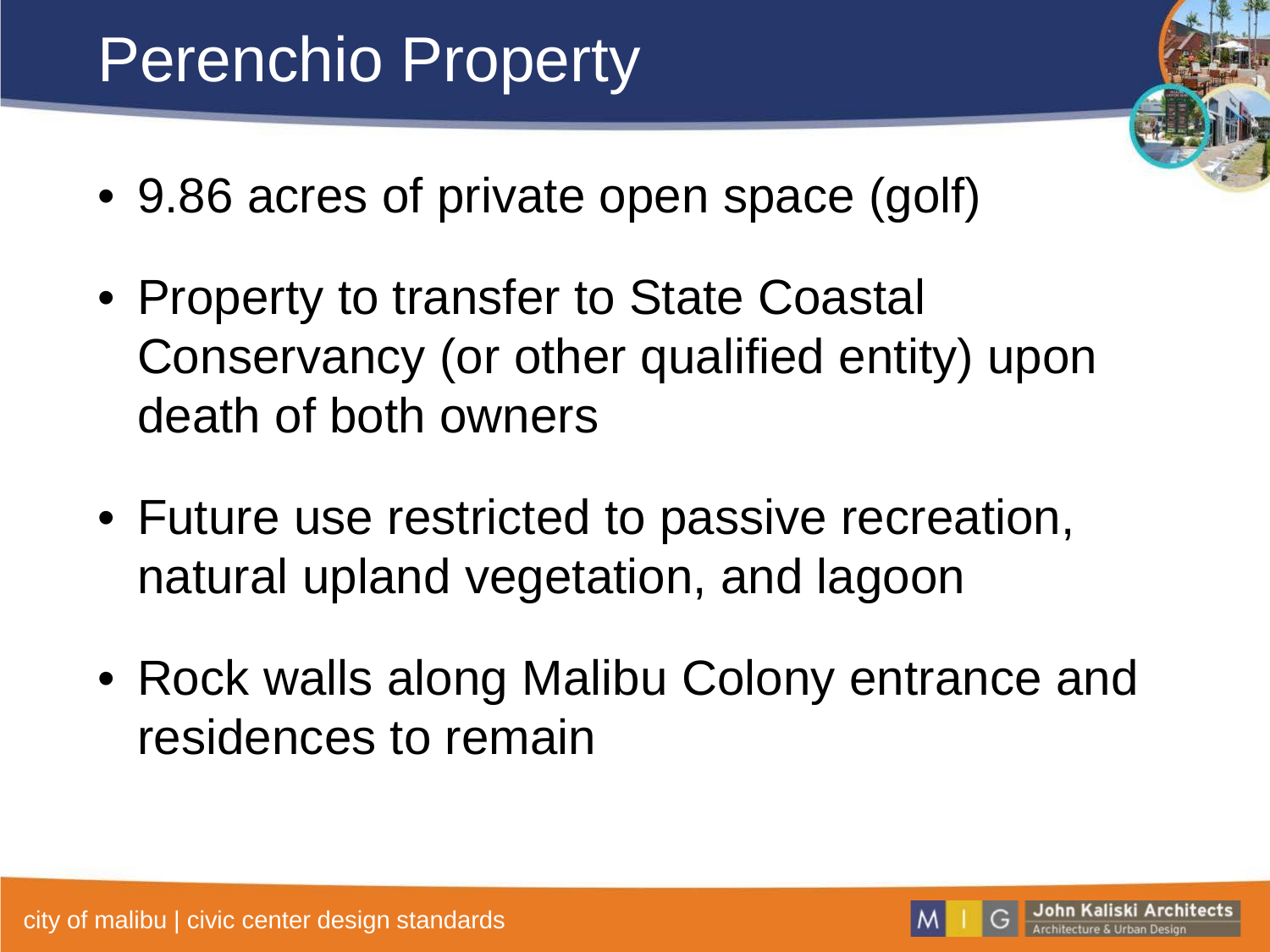# Perenchio Property

- 9.86 acres of private open space (golf)
- Property to transfer to State Coastal Conservancy (or other qualified entity) upon death of both owners
- Future use restricted to passive recreation, natural upland vegetation, and lagoon
- Rock walls along Malibu Colony entrance and residences to remain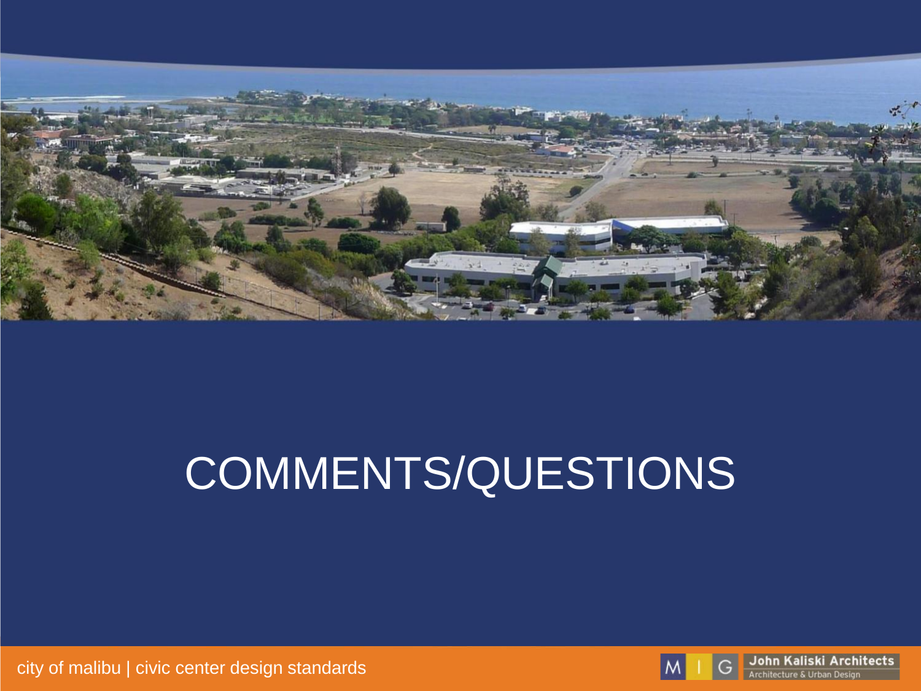# COMMENTS/QUESTIONS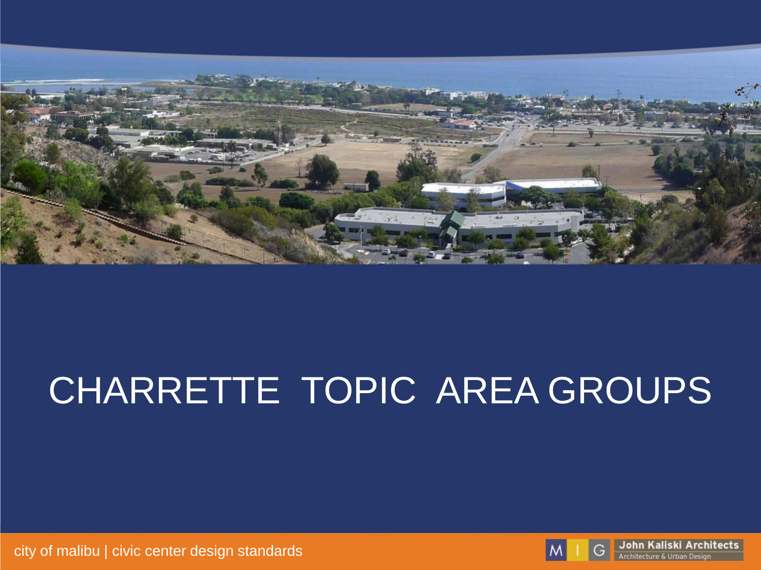# CHARRETTE TOPIC AREA GROUPS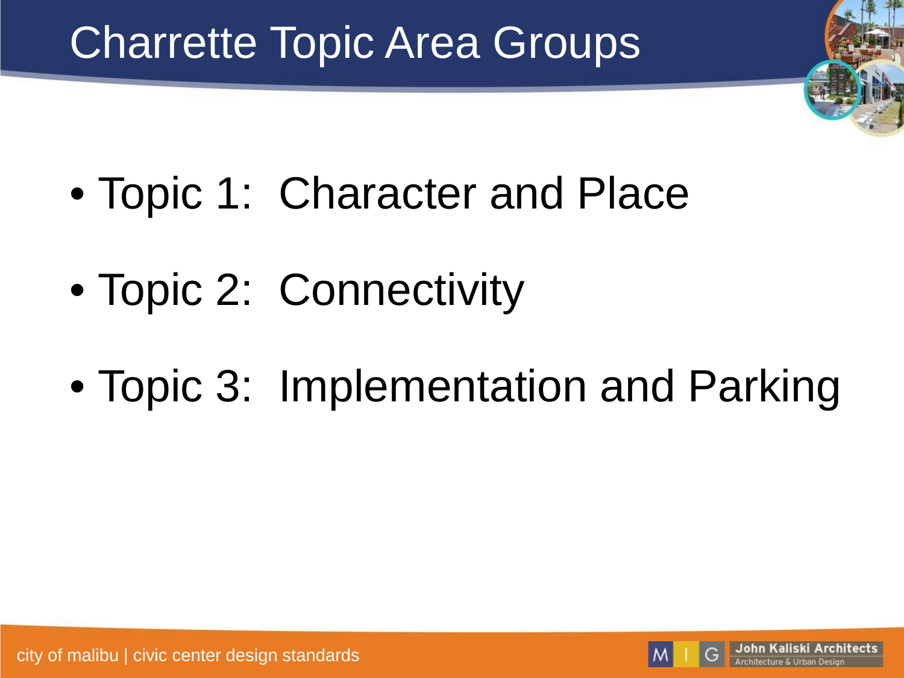# Charrette Topic Area Groups

- Topic 1: Character and Place
- Topic 2: Connectivity
- Topic 3: Implementation and Parking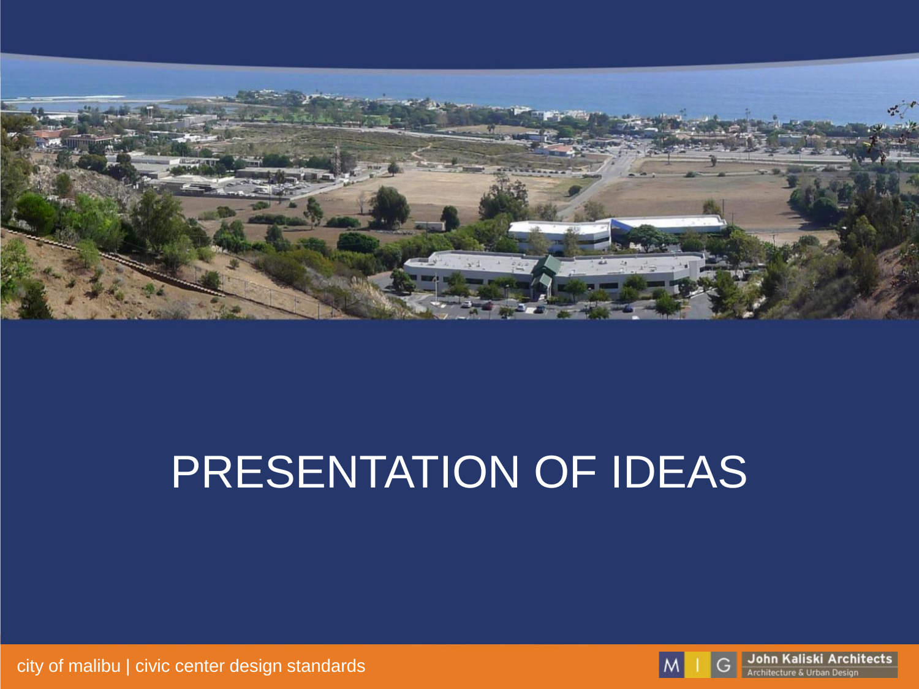# PRESENTATION OF IDEAS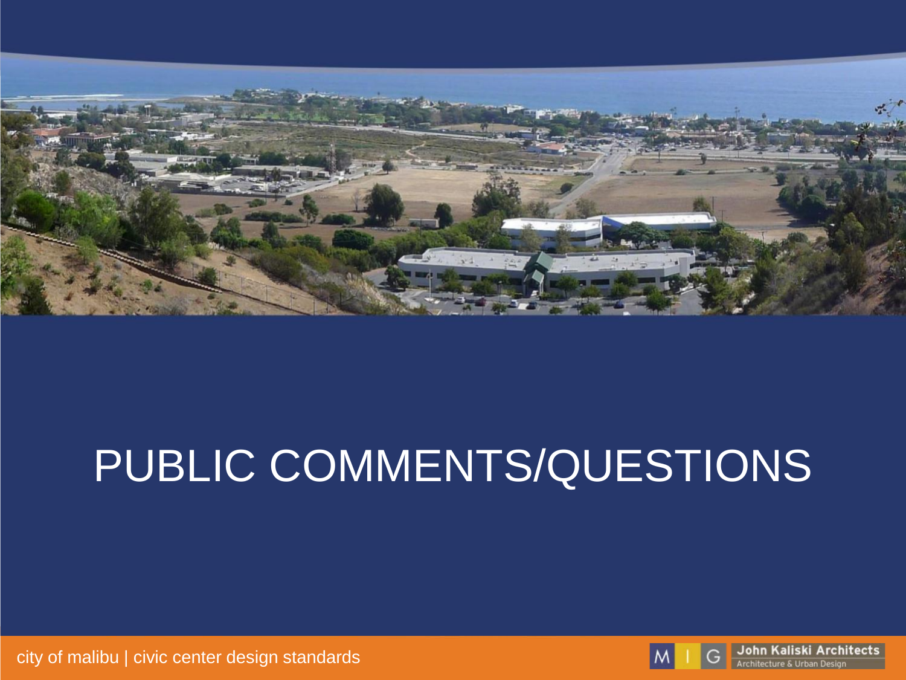# PUBLIC COMMENTS/QUESTIONS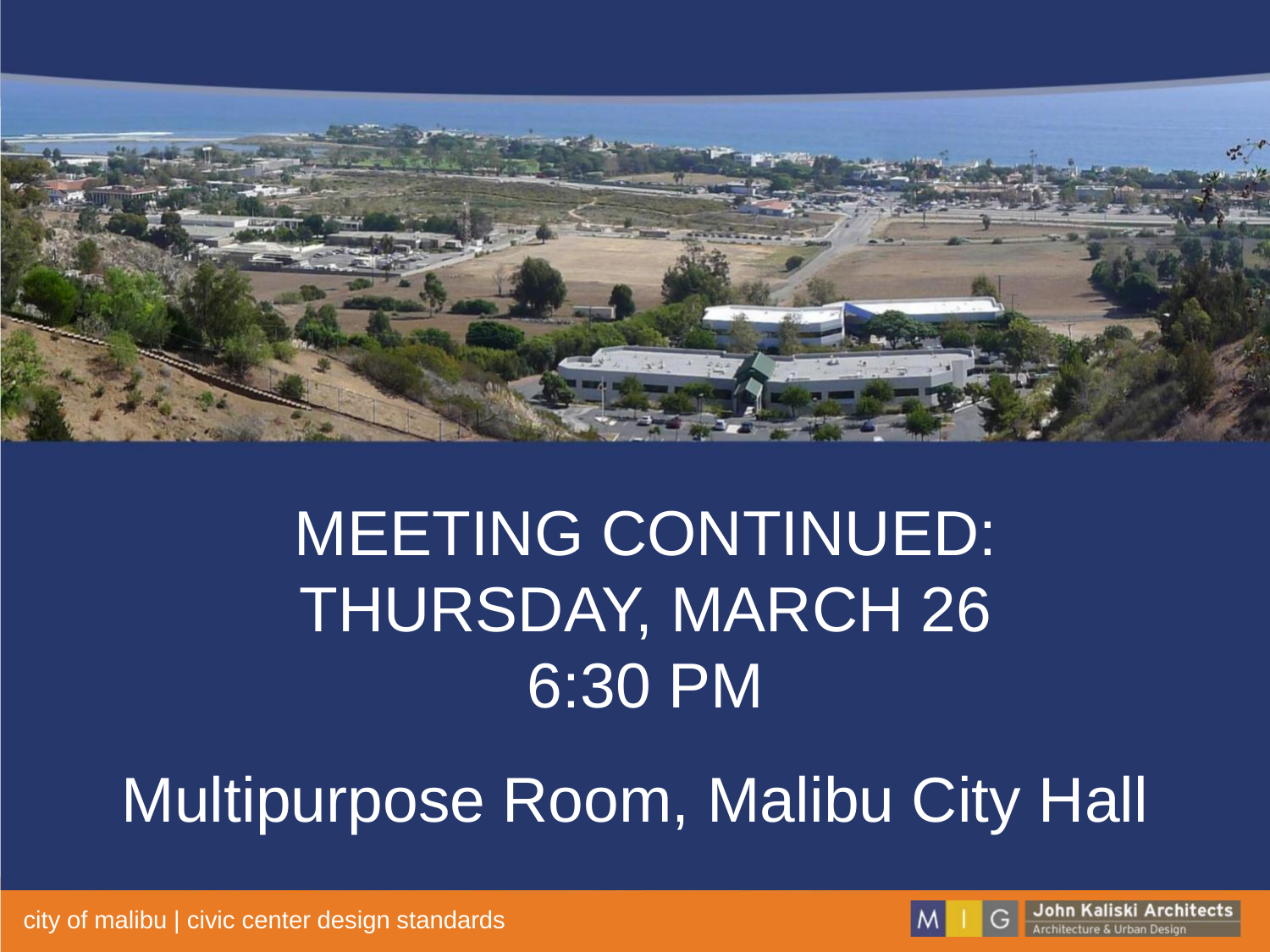# MEETING CONTINUED: THURSDAY, MARCH 26 6:30 PM

## Multipurpose Room, Malibu City Hall